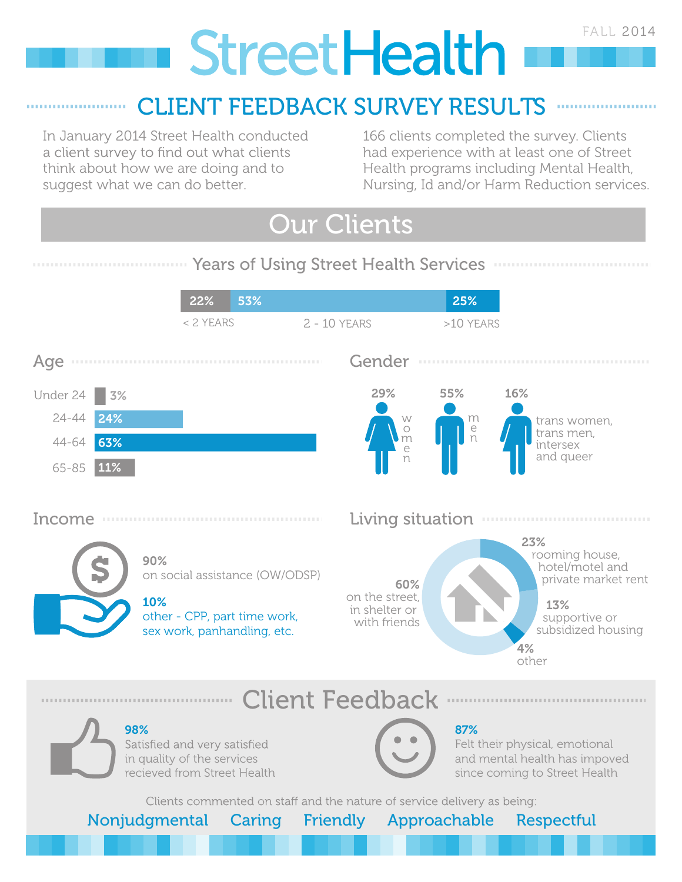# StreetHealth

FALL 2014

## CLIENT FEEDBACK SURVEY RESULTS

In January 2014 Street Health conducted a client survey to find out what clients think about how we are doing and to suggest what we can do better.

166 clients completed the survey. Clients had experience with at least one of Street Health programs including Mental Health, Nursing, Id and/or Harm Reduction services.

## Our Clients

### Years of Using Street Health Services

| < 2 YEARS | 2 - 10 YEARS | >10 YEARS |
|---|---|---|
| 22% | 53% | 25% |

### Age

| Age | % |
|---|---|
| Under 24 | 3% |
| 24-44 | 24% |
| 44-64 | 63% |
| 65-85 | 11% |

### Gender

- 29% women
- 55% men
- 16% trans women, trans men, intersex and queer

### Income

- **90%** on social assistance (OW/ODSP)
- **10%** other - CPP, part time work, sex work, panhandling, etc.

### Living situation

- **23%** rooming house, hotel/motel and private market rent
- **13%** supportive or subsidized housing
- **4%** other
- **60%** on the street, in shelter or with friends

## Client Feedback

**98%** Satisfied and very satisfied in quality of the services recieved from Street Health

**87%** Felt their physical, emotional and mental health has impoved since coming to Street Health

Clients commented on staff and the nature of service delivery as being:

Nonjudgmental Caring Friendly Approachable Respectful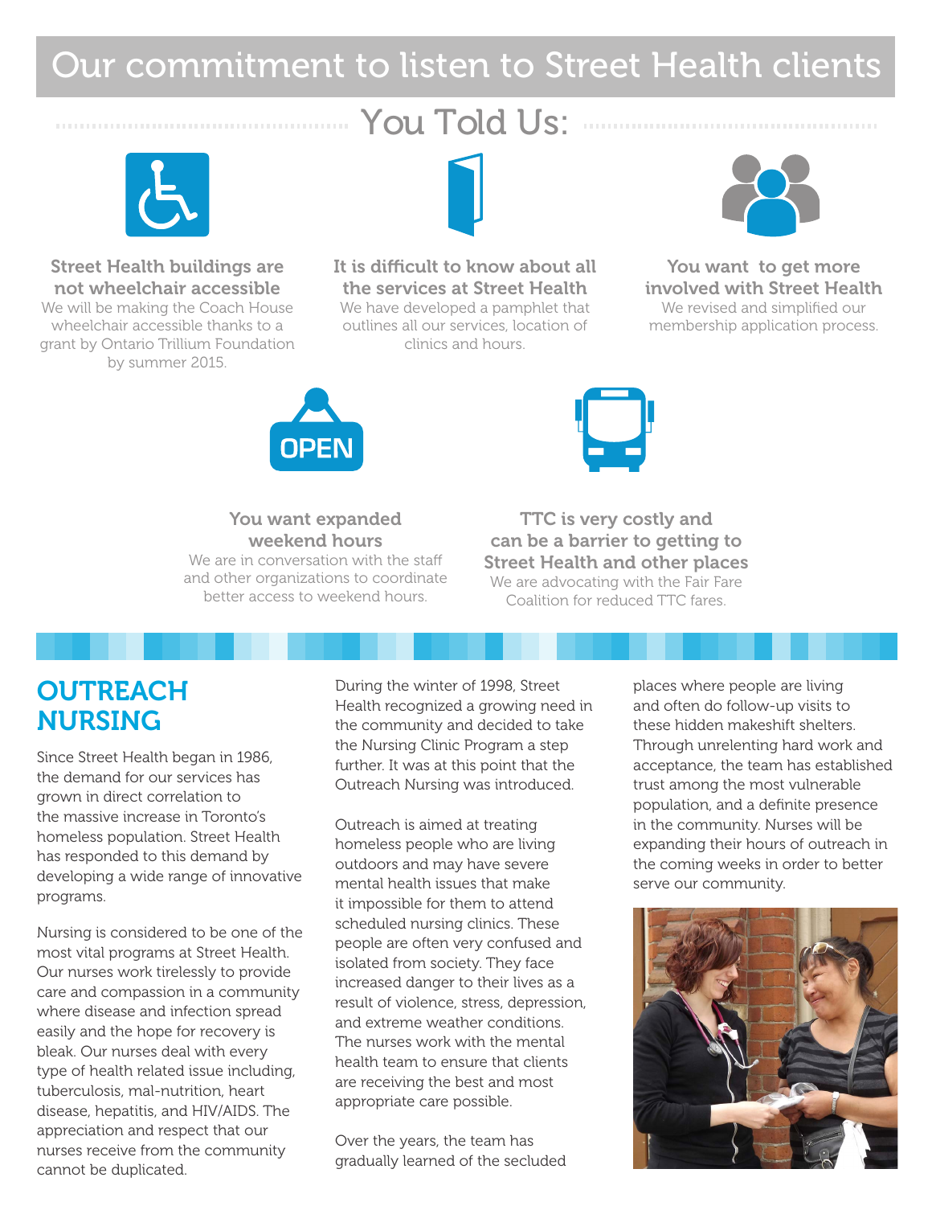# Our commitment to listen to Street Health clients

## You Told Us:

**Street Health buildings are not wheelchair accessible**
We will be making the Coach House wheelchair accessible thanks to a grant by Ontario Trillium Foundation by summer 2015.

**It is difficult to know about all the services at Street Health**
We have developed a pamphlet that outlines all our services, location of clinics and hours.

**You want to get more involved with Street Health**
We revised and simplified our membership application process.

**You want expanded weekend hours**
We are in conversation with the staff and other organizations to coordinate better access to weekend hours.

**TTC is very costly and can be a barrier to getting to Street Health and other places**
We are advocating with the Fair Fare Coalition for reduced TTC fares.

## OUTREACH NURSING

Since Street Health began in 1986, the demand for our services has grown in direct correlation to the massive increase in Toronto's homeless population. Street Health has responded to this demand by developing a wide range of innovative programs.

Nursing is considered to be one of the most vital programs at Street Health. Our nurses work tirelessly to provide care and compassion in a community where disease and infection spread easily and the hope for recovery is bleak. Our nurses deal with every type of health related issue including, tuberculosis, mal-nutrition, heart disease, hepatitis, and HIV/AIDS. The appreciation and respect that our nurses receive from the community cannot be duplicated.

During the winter of 1998, Street Health recognized a growing need in the community and decided to take the Nursing Clinic Program a step further. It was at this point that the Outreach Nursing was introduced.

Outreach is aimed at treating homeless people who are living outdoors and may have severe mental health issues that make it impossible for them to attend scheduled nursing clinics. These people are often very confused and isolated from society. They face increased danger to their lives as a result of violence, stress, depression, and extreme weather conditions. The nurses work with the mental health team to ensure that clients are receiving the best and most appropriate care possible.

Over the years, the team has gradually learned of the secluded places where people are living and often do follow-up visits to these hidden makeshift shelters. Through unrelenting hard work and acceptance, the team has established trust among the most vulnerable population, and a definite presence in the community. Nurses will be expanding their hours of outreach in the coming weeks in order to better serve our community.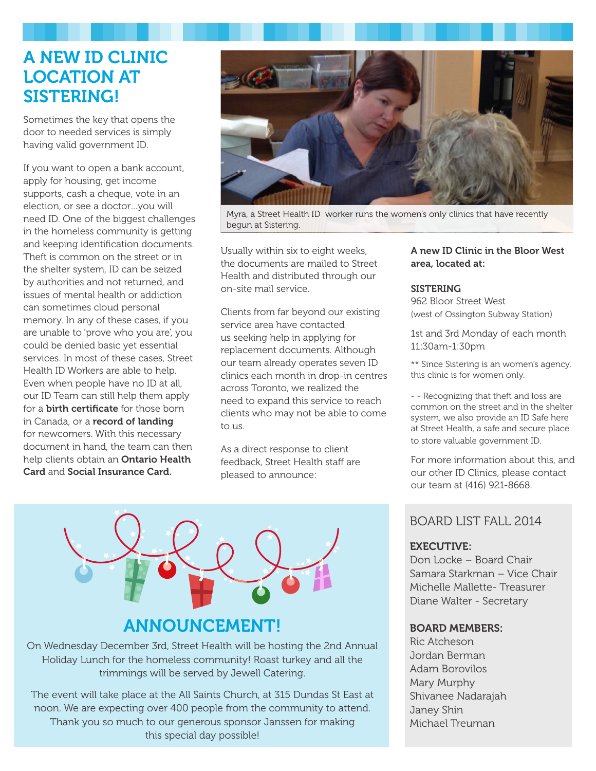# A NEW ID CLINIC LOCATION AT SISTERING!

Sometimes the key that opens the door to needed services is simply having valid government ID.

If you want to open a bank account, apply for housing, get income supports, cash a cheque, vote in an election, or see a doctor...you will need ID. One of the biggest challenges in the homeless community is getting and keeping identification documents. Theft is common on the street or in the shelter system, ID can be seized by authorities and not returned, and issues of mental health or addiction can sometimes cloud personal memory. In any of these cases, if you are unable to 'prove who you are', you could be denied basic yet essential services. In most of these cases, Street Health ID Workers are able to help. Even when people have no ID at all, our ID Team can still help them apply for a **birth certificate** for those born in Canada, or a **record of landing** for newcomers. With this necessary document in hand, the team can then help clients obtain an **Ontario Health Card** and **Social Insurance Card.**

Myra, a Street Health ID worker runs the women's only clinics that have recently begun at Sistering.

Usually within six to eight weeks, the documents are mailed to Street Health and distributed through our on-site mail service.

Clients from far beyond our existing service area have contacted us seeking help in applying for replacement documents. Although our team already operates seven ID clinics each month in drop-in centres across Toronto, we realized the need to expand this service to reach clients who may not be able to come to us.

As a direct response to client feedback, Street Health staff are pleased to announce:

**A new ID Clinic in the Bloor West area, located at:**

**SISTERING**
962 Bloor Street West
(west of Ossington Subway Station)

1st and 3rd Monday of each month
11:30am-1:30pm

** Since Sistering is an women's agency, this clinic is for women only.

- - Recognizing that theft and loss are common on the street and in the shelter system, we also provide an ID Safe here at Street Health, a safe and secure place to store valuable government ID.

For more information about this, and our other ID Clinics, please contact our team at (416) 921-8668.

## ANNOUNCEMENT!

On Wednesday December 3rd, Street Health will be hosting the 2nd Annual Holiday Lunch for the homeless community! Roast turkey and all the trimmings will be served by Jewell Catering.

The event will take place at the All Saints Church, at 315 Dundas St East at noon. We are expecting over 400 people from the community to attend. Thank you so much to our generous sponsor Janssen for making this special day possible!

## BOARD LIST FALL 2014

**EXECUTIVE:**
Don Locke – Board Chair
Samara Starkman – Vice Chair
Michelle Mallette- Treasurer
Diane Walter - Secretary

**BOARD MEMBERS:**
Ric Atcheson
Jordan Berman
Adam Borovilos
Mary Murphy
Shivanee Nadarajah
Janey Shin
Michael Treuman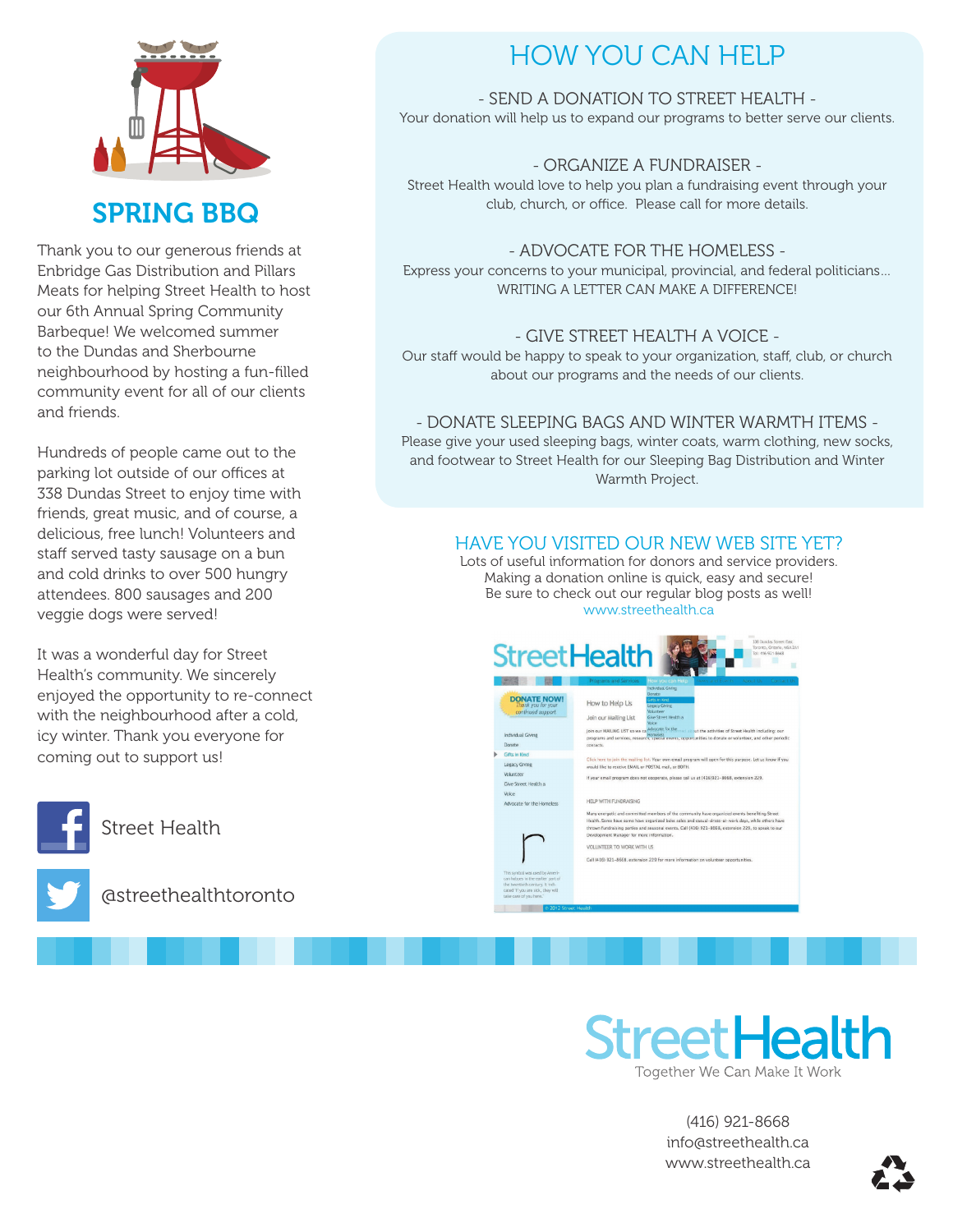## SPRING BBQ

Thank you to our generous friends at Enbridge Gas Distribution and Pillars Meats for helping Street Health to host our 6th Annual Spring Community Barbeque! We welcomed summer to the Dundas and Sherbourne neighbourhood by hosting a fun-filled community event for all of our clients and friends.

Hundreds of people came out to the parking lot outside of our offices at 338 Dundas Street to enjoy time with friends, great music, and of course, a delicious, free lunch! Volunteers and staff served tasty sausage on a bun and cold drinks to over 500 hungry attendees. 800 sausages and 200 veggie dogs were served!

It was a wonderful day for Street Health's community. We sincerely enjoyed the opportunity to re-connect with the neighbourhood after a cold, icy winter. Thank you everyone for coming out to support us!

Street Health

@streethealthtoronto

## HOW YOU CAN HELP

**- SEND A DONATION TO STREET HEALTH -**
Your donation will help us to expand our programs to better serve our clients.

**- ORGANIZE A FUNDRAISER -**
Street Health would love to help you plan a fundraising event through your club, church, or office. Please call for more details.

**- ADVOCATE FOR THE HOMELESS -**
Express your concerns to your municipal, provincial, and federal politicians... WRITING A LETTER CAN MAKE A DIFFERENCE!

**- GIVE STREET HEALTH A VOICE -**
Our staff would be happy to speak to your organization, staff, club, or church about our programs and the needs of our clients.

**- DONATE SLEEPING BAGS AND WINTER WARMTH ITEMS -**
Please give your used sleeping bags, winter coats, warm clothing, new socks, and footwear to Street Health for our Sleeping Bag Distribution and Winter Warmth Project.

## HAVE YOU VISITED OUR NEW WEB SITE YET?

Lots of useful information for donors and service providers.
Making a donation online is quick, easy and secure!
Be sure to check out our regular blog posts as well!
www.streethealth.ca

StreetHealth
Together We Can Make It Work

(416) 921-8668
info@streethealth.ca
www.streethealth.ca